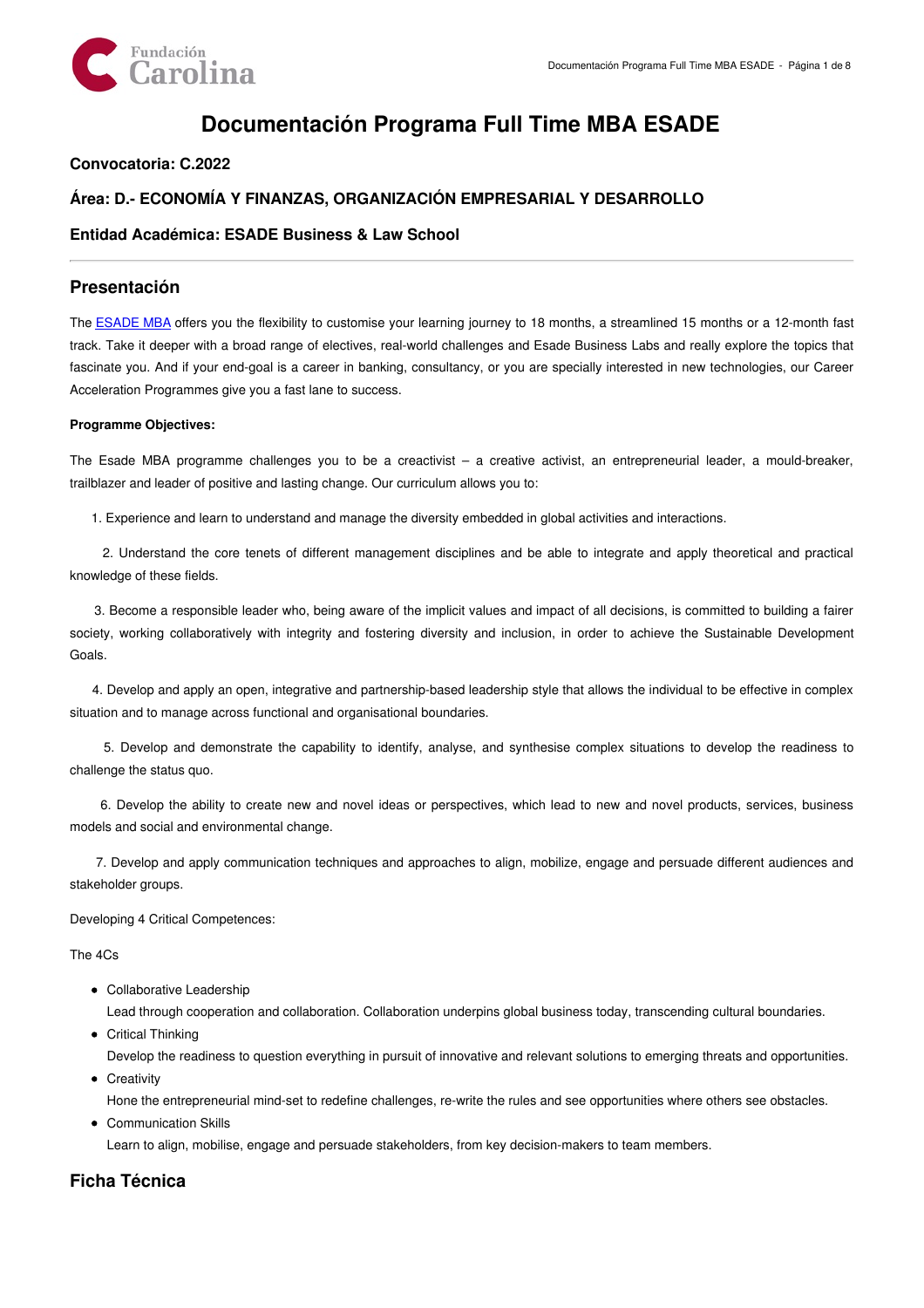# Documentación Programa Full Time MBA ESADE

### Convocatoria: C.2022

### Área: D.- ECONOMÍA Y FINANZAS, ORGANIZACIÓN EMPRESARIAL Y DESARROLLO

### Entidad Académica: ESADE Business & Law School

---

## Presentación

The ESADE MBA offers you the flexibility to customise your learning journey to 18 months, a streamlined 15 months or a 12-month fast track. Take it deeper with a broad range of electives, real-world challenges and Esade Business Labs and really explore the topics that fascinate you. And if your end-goal is a career in banking, consultancy, or you are specially interested in new technologies, our Career Acceleration Programmes give you a fast lane to success.

**Programme Objectives:**

The Esade MBA programme challenges you to be a creactivist – a creative activist, an entrepreneurial leader, a mould-breaker, trailblazer and leader of positive and lasting change. Our curriculum allows you to:

1. Experience and learn to understand and manage the diversity embedded in global activities and interactions.
2. Understand the core tenets of different management disciplines and be able to integrate and apply theoretical and practical knowledge of these fields.
3. Become a responsible leader who, being aware of the implicit values and impact of all decisions, is committed to building a fairer society, working collaboratively with integrity and fostering diversity and inclusion, in order to achieve the Sustainable Development Goals.
4. Develop and apply an open, integrative and partnership-based leadership style that allows the individual to be effective in complex situation and to manage across functional and organisational boundaries.
5. Develop and demonstrate the capability to identify, analyse, and synthesise complex situations to develop the readiness to challenge the status quo.
6. Develop the ability to create new and novel ideas or perspectives, which lead to new and novel products, services, business models and social and environmental change.
7. Develop and apply communication techniques and approaches to align, mobilize, engage and persuade different audiences and stakeholder groups.

Developing 4 Critical Competences:

The 4Cs

- Collaborative Leadership
  Lead through cooperation and collaboration. Collaboration underpins global business today, transcending cultural boundaries.
- Critical Thinking
  Develop the readiness to question everything in pursuit of innovative and relevant solutions to emerging threats and opportunities.
- Creativity
  Hone the entrepreneurial mind-set to redefine challenges, re-write the rules and see opportunities where others see obstacles.
- Communication Skills
  Learn to align, mobilise, engage and persuade stakeholders, from key decision-makers to team members.

## Ficha Técnica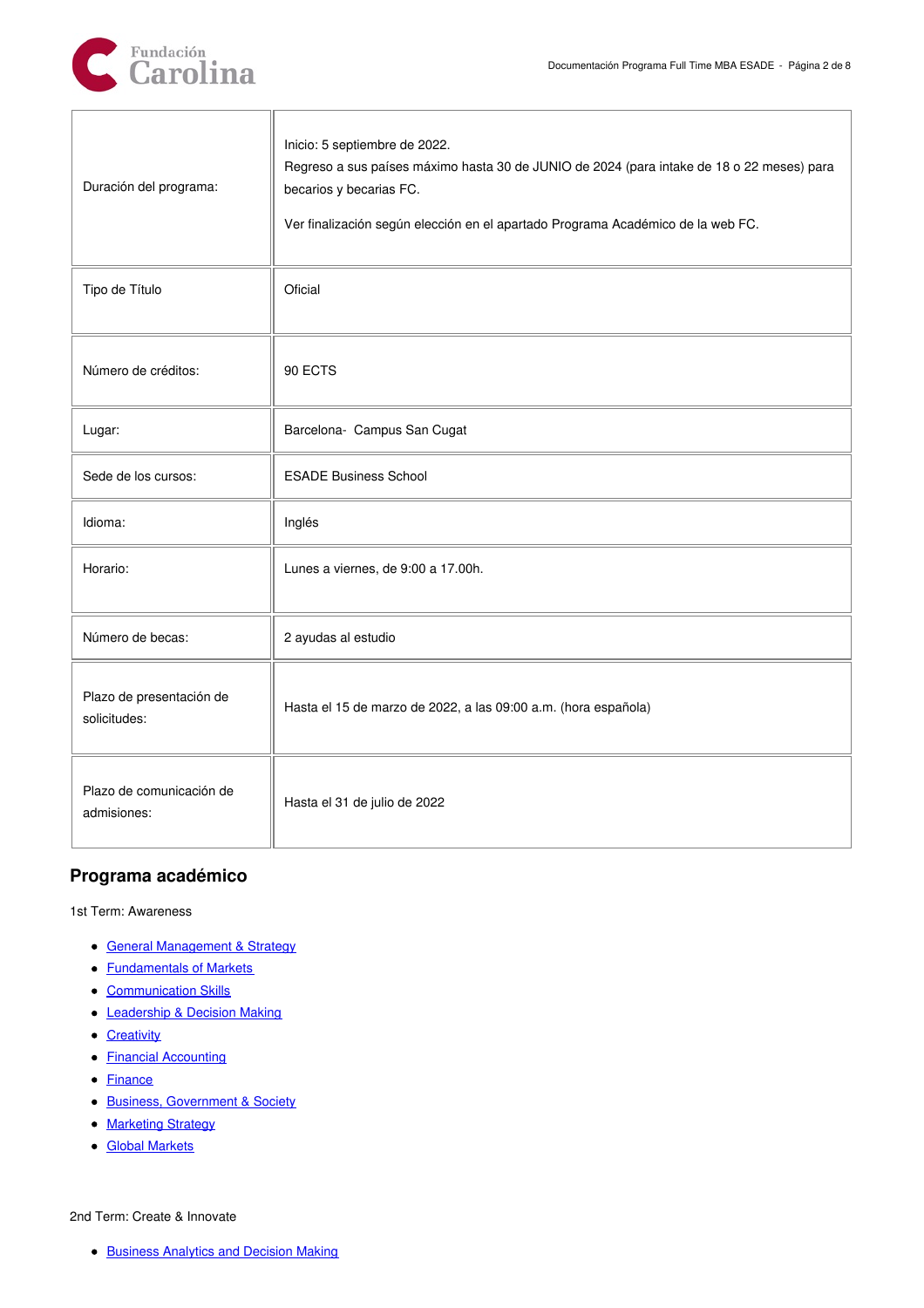| | |
|---|---|
| Duración del programa: | Inicio: 5 septiembre de 2022.<br>Regreso a sus países máximo hasta 30 de JUNIO de 2024 (para intake de 18 o 22 meses) para becarios y becarias FC.<br><br>Ver finalización según elección en el apartado Programa Académico de la web FC. |
| Tipo de Título | Oficial |
| Número de créditos: | 90 ECTS |
| Lugar: | Barcelona-  Campus San Cugat |
| Sede de los cursos: | ESADE Business School |
| Idioma: | Inglés |
| Horario: | Lunes a viernes, de 9:00 a 17.00h. |
| Número de becas: | 2 ayudas al estudio |
| Plazo de presentación de solicitudes: | Hasta el 15 de marzo de 2022, a las 09:00 a.m. (hora española) |
| Plazo de comunicación de admisiones: | Hasta el 31 de julio de 2022 |

## Programa académico

1st Term: Awareness

- General Management & Strategy
- Fundamentals of Markets
- Communication Skills
- Leadership & Decision Making
- Creativity
- Financial Accounting
- Finance
- Business, Government & Society
- Marketing Strategy
- Global Markets

2nd Term: Create & Innovate

- Business Analytics and Decision Making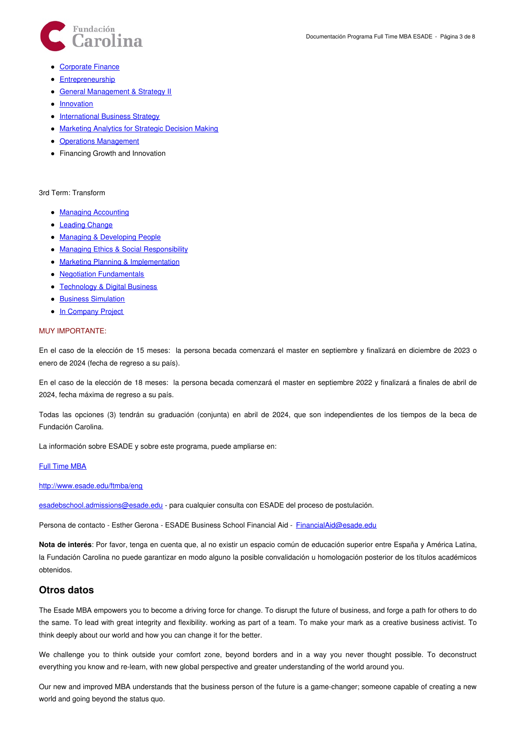- [Corporate Finance]
- [Entrepreneurship]
- [General Management & Strategy II]
- [Innovation]
- [International Business Strategy]
- [Marketing Analytics for Strategic Decision Making]
- [Operations Management]
- Financing Growth and Innovation

3rd Term: Transform

- [Managing Accounting]
- [Leading Change]
- [Managing & Developing People]
- [Managing Ethics & Social Responsibility]
- [Marketing Planning & Implementation]
- [Negotiation Fundamentals]
- [Technology & Digital Business]
- [Business Simulation]
- [In Company Project]

MUY IMPORTANTE:

En el caso de la elección de 15 meses: la persona becada comenzará el master en septiembre y finalizará en diciembre de 2023 o enero de 2024 (fecha de regreso a su país).

En el caso de la elección de 18 meses: la persona becada comenzará el master en septiembre 2022 y finalizará a finales de abril de 2024, fecha máxima de regreso a su país.

Todas las opciones (3) tendrán su graduación (conjunta) en abril de 2024, que son independientes de los tiempos de la beca de Fundación Carolina.

La información sobre ESADE y sobre este programa, puede ampliarse en:

[Full Time MBA]

http://www.esade.edu/ftmba/eng

esadebschool.admissions@esade.edu - para cualquier consulta con ESADE del proceso de postulación.

Persona de contacto - Esther Gerona - ESADE Business School Financial Aid - FinancialAid@esade.edu

**Nota de interés**: Por favor, tenga en cuenta que, al no existir un espacio común de educación superior entre España y América Latina, la Fundación Carolina no puede garantizar en modo alguno la posible convalidación u homologación posterior de los títulos académicos obtenidos.

## Otros datos

The Esade MBA empowers you to become a driving force for change. To disrupt the future of business, and forge a path for others to do the same. To lead with great integrity and flexibility. working as part of a team. To make your mark as a creative business activist. To think deeply about our world and how you can change it for the better.

We challenge you to think outside your comfort zone, beyond borders and in a way you never thought possible. To deconstruct everything you know and re-learn, with new global perspective and greater understanding of the world around you.

Our new and improved MBA understands that the business person of the future is a game-changer; someone capable of creating a new world and going beyond the status quo.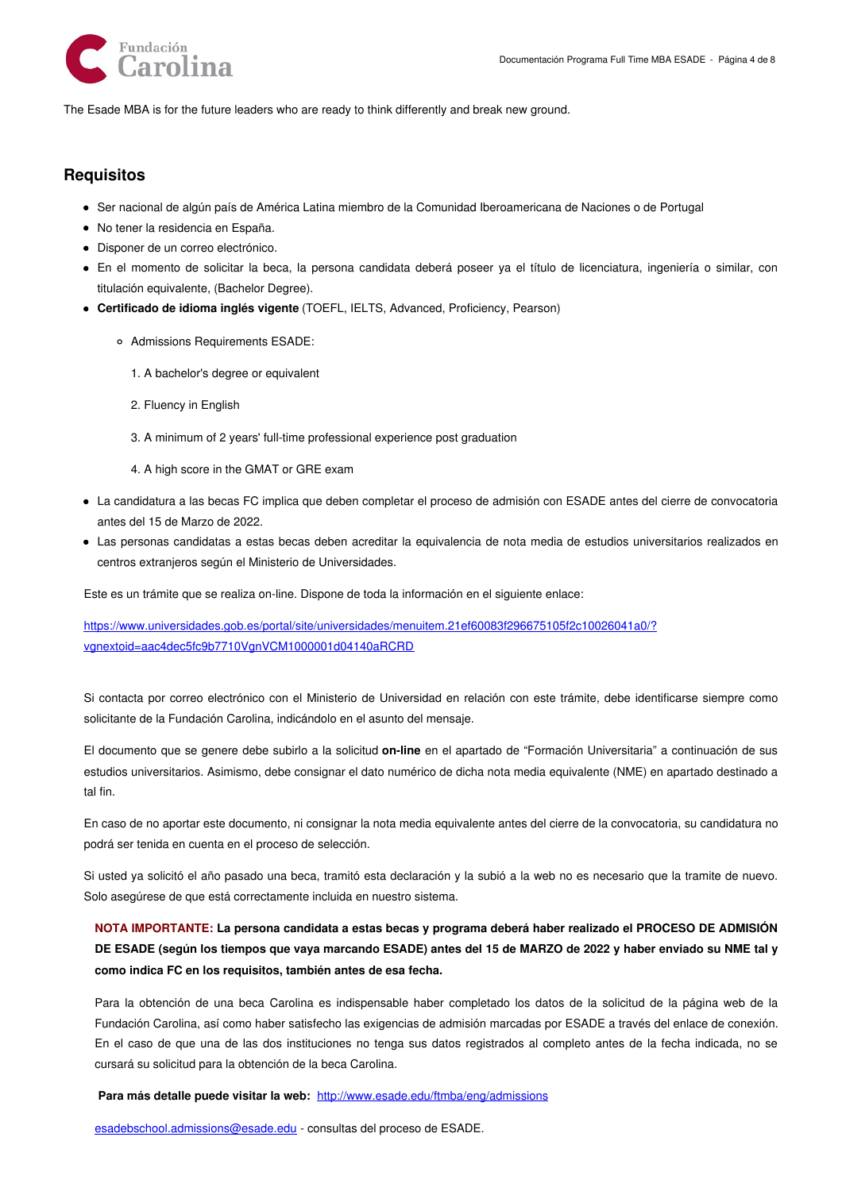The Esade MBA is for the future leaders who are ready to think differently and break new ground.

## Requisitos

- Ser nacional de algún país de América Latina miembro de la Comunidad Iberoamericana de Naciones o de Portugal
- No tener la residencia en España.
- Disponer de un correo electrónico.
- En el momento de solicitar la beca, la persona candidata deberá poseer ya el título de licenciatura, ingeniería o similar, con titulación equivalente, (Bachelor Degree).
- **Certificado de idioma inglés vigente** (TOEFL, IELTS, Advanced, Proficiency, Pearson)
    - Admissions Requirements ESADE:

      1. A bachelor's degree or equivalent

      2. Fluency in English

      3. A minimum of 2 years' full-time professional experience post graduation

      4. A high score in the GMAT or GRE exam
- La candidatura a las becas FC implica que deben completar el proceso de admisión con ESADE antes del cierre de convocatoria antes del 15 de Marzo de 2022.
- Las personas candidatas a estas becas deben acreditar la equivalencia de nota media de estudios universitarios realizados en centros extranjeros según el Ministerio de Universidades.

Este es un trámite que se realiza on-line. Dispone de toda la información en el siguiente enlace:

https://www.universidades.gob.es/portal/site/universidades/menuitem.21ef60083f296675105f2c10026041a0/?vgnextoid=aac4dec5fc9b7710VgnVCM1000001d04140aRCRD

Si contacta por correo electrónico con el Ministerio de Universidad en relación con este trámite, debe identificarse siempre como solicitante de la Fundación Carolina, indicándolo en el asunto del mensaje.

El documento que se genere debe subirlo a la solicitud **on-line** en el apartado de "Formación Universitaria" a continuación de sus estudios universitarios. Asimismo, debe consignar el dato numérico de dicha nota media equivalente (NME) en apartado destinado a tal fin.

En caso de no aportar este documento, ni consignar la nota media equivalente antes del cierre de la convocatoria, su candidatura no podrá ser tenida en cuenta en el proceso de selección.

Si usted ya solicitó el año pasado una beca, tramitó esta declaración y la subió a la web no es necesario que la tramite de nuevo. Solo asegúrese de que está correctamente incluida en nuestro sistema.

**NOTA IMPORTANTE: La persona candidata a estas becas y programa deberá haber realizado el PROCESO DE ADMISIÓN DE ESADE (según los tiempos que vaya marcando ESADE) antes del 15 de MARZO de 2022 y haber enviado su NME tal y como indica FC en los requisitos, también antes de esa fecha.**

Para la obtención de una beca Carolina es indispensable haber completado los datos de la solicitud de la página web de la Fundación Carolina, así como haber satisfecho las exigencias de admisión marcadas por ESADE a través del enlace de conexión. En el caso de que una de las dos instituciones no tenga sus datos registrados al completo antes de la fecha indicada, no se cursará su solicitud para la obtención de la beca Carolina.

**Para más detalle puede visitar la web:** http://www.esade.edu/ftmba/eng/admissions

esadebschool.admissions@esade.edu - consultas del proceso de ESADE.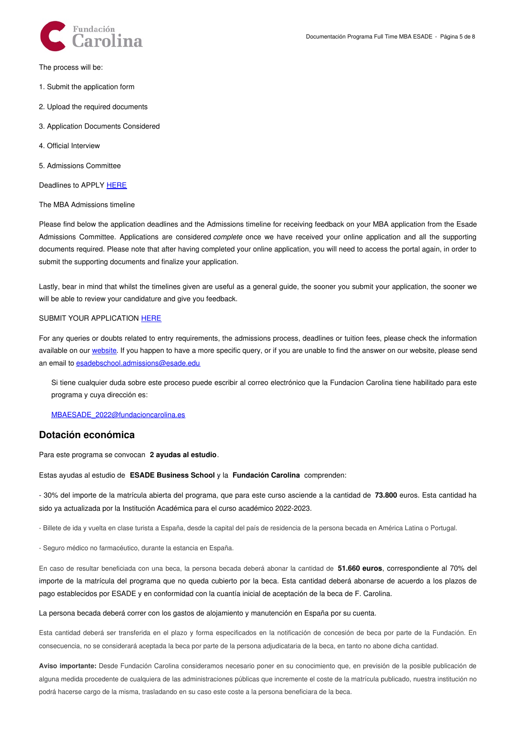The process will be:

1. Submit the application form
2. Upload the required documents
3. Application Documents Considered
4. Official Interview
5. Admissions Committee

Deadlines to APPLY [HERE]

The MBA Admissions timeline

Please find below the application deadlines and the Admissions timeline for receiving feedback on your MBA application from the Esade Admissions Committee. Applications are considered *complete* once we have received your online application and all the supporting documents required. Please note that after having completed your online application, you will need to access the portal again, in order to submit the supporting documents and finalize your application.

Lastly, bear in mind that whilst the timelines given are useful as a general guide, the sooner you submit your application, the sooner we will be able to review your candidature and give you feedback.

SUBMIT YOUR APPLICATION [HERE]

For any queries or doubts related to entry requirements, the admissions process, deadlines or tuition fees, please check the information available on our [website]. If you happen to have a more specific query, or if you are unable to find the answer on our website, please send an email to esadebschool.admissions@esade.edu

> Si tiene cualquier duda sobre este proceso puede escribir al correo electrónico que la Fundacion Carolina tiene habilitado para este programa y cuya dirección es:
>
> MBAESADE_2022@fundacioncarolina.es

## Dotación económica

Para este programa se convocan **2 ayudas al estudio**.

Estas ayudas al estudio de **ESADE Business School** y la **Fundación Carolina** comprenden:

- 30% del importe de la matrícula abierta del programa, que para este curso asciende a la cantidad de **73.800** euros. Esta cantidad ha sido ya actualizada por la Institución Académica para el curso académico 2022-2023.

- Billete de ida y vuelta en clase turista a España, desde la capital del país de residencia de la persona becada en América Latina o Portugal.

- Seguro médico no farmacéutico, durante la estancia en España.

En caso de resultar beneficiada con una beca, la persona becada deberá abonar la cantidad de **51.660 euros**, correspondiente al 70% del importe de la matrícula del programa que no queda cubierto por la beca. Esta cantidad deberá abonarse de acuerdo a los plazos de pago establecidos por ESADE y en conformidad con la cuantía inicial de aceptación de la beca de F. Carolina.

La persona becada deberá correr con los gastos de alojamiento y manutención en España por su cuenta.

Esta cantidad deberá ser transferida en el plazo y forma especificados en la notificación de concesión de beca por parte de la Fundación. En consecuencia, no se considerará aceptada la beca por parte de la persona adjudicataria de la beca, en tanto no abone dicha cantidad.

**Aviso importante:** Desde Fundación Carolina consideramos necesario poner en su conocimiento que, en previsión de la posible publicación de alguna medida procedente de cualquiera de las administraciones públicas que incremente el coste de la matrícula publicado, nuestra institución no podrá hacerse cargo de la misma, trasladando en su caso este coste a la persona beneficiara de la beca.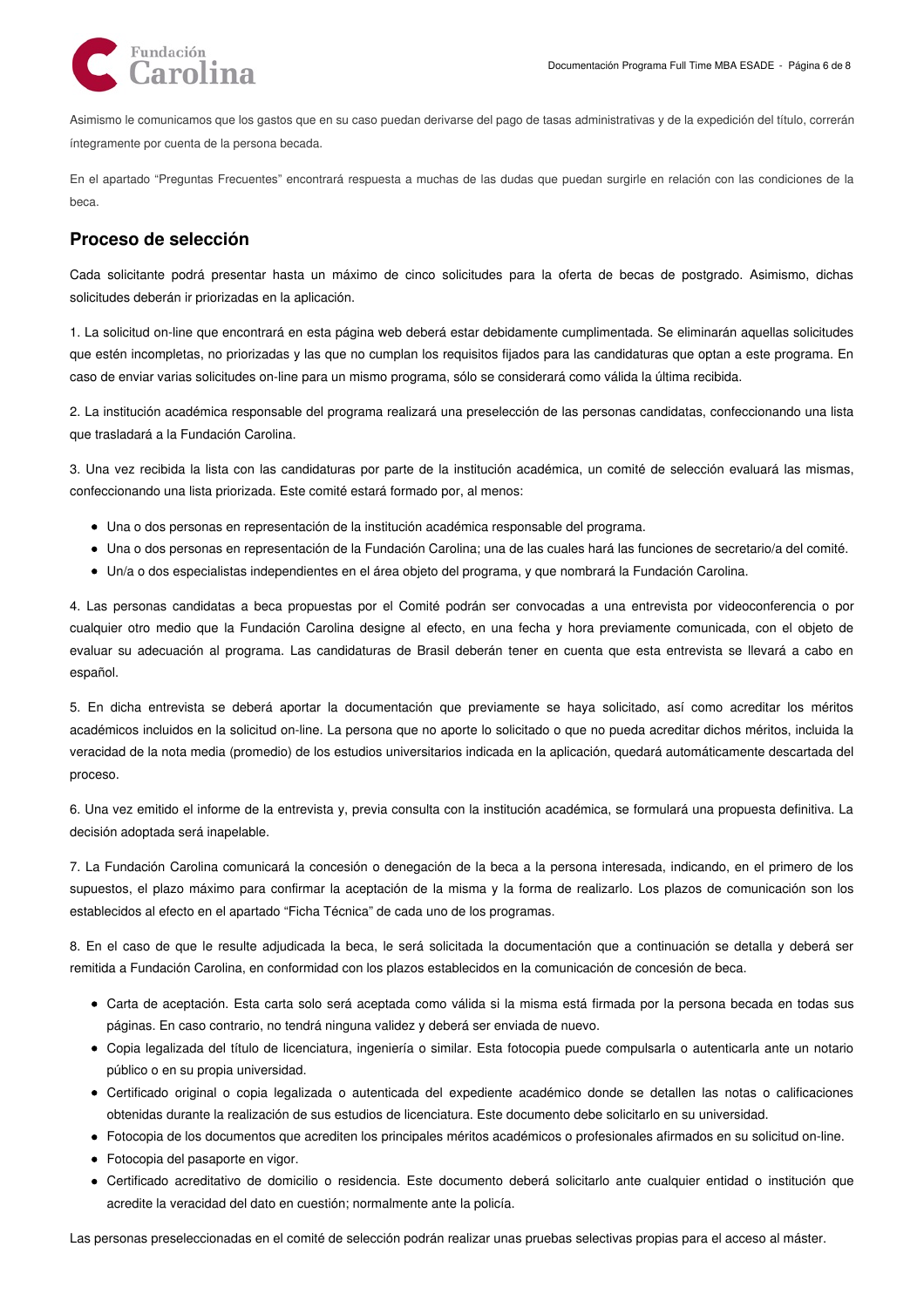Asimismo le comunicamos que los gastos que en su caso puedan derivarse del pago de tasas administrativas y de la expedición del título, correrán íntegramente por cuenta de la persona becada.

En el apartado "Preguntas Frecuentes" encontrará respuesta a muchas de las dudas que puedan surgirle en relación con las condiciones de la beca.

## Proceso de selección

Cada solicitante podrá presentar hasta un máximo de cinco solicitudes para la oferta de becas de postgrado. Asimismo, dichas solicitudes deberán ir priorizadas en la aplicación.

1. La solicitud on-line que encontrará en esta página web deberá estar debidamente cumplimentada. Se eliminarán aquellas solicitudes que estén incompletas, no priorizadas y las que no cumplan los requisitos fijados para las candidaturas que optan a este programa. En caso de enviar varias solicitudes on-line para un mismo programa, sólo se considerará como válida la última recibida.

2. La institución académica responsable del programa realizará una preselección de las personas candidatas, confeccionando una lista que trasladará a la Fundación Carolina.

3. Una vez recibida la lista con las candidaturas por parte de la institución académica, un comité de selección evaluará las mismas, confeccionando una lista priorizada. Este comité estará formado por, al menos:

- Una o dos personas en representación de la institución académica responsable del programa.
- Una o dos personas en representación de la Fundación Carolina; una de las cuales hará las funciones de secretario/a del comité.
- Un/a o dos especialistas independientes en el área objeto del programa, y que nombrará la Fundación Carolina.

4. Las personas candidatas a beca propuestas por el Comité podrán ser convocadas a una entrevista por videoconferencia o por cualquier otro medio que la Fundación Carolina designe al efecto, en una fecha y hora previamente comunicada, con el objeto de evaluar su adecuación al programa. Las candidaturas de Brasil deberán tener en cuenta que esta entrevista se llevará a cabo en español.

5. En dicha entrevista se deberá aportar la documentación que previamente se haya solicitado, así como acreditar los méritos académicos incluidos en la solicitud on-line. La persona que no aporte lo solicitado o que no pueda acreditar dichos méritos, incluida la veracidad de la nota media (promedio) de los estudios universitarios indicada en la aplicación, quedará automáticamente descartada del proceso.

6. Una vez emitido el informe de la entrevista y, previa consulta con la institución académica, se formulará una propuesta definitiva. La decisión adoptada será inapelable.

7. La Fundación Carolina comunicará la concesión o denegación de la beca a la persona interesada, indicando, en el primero de los supuestos, el plazo máximo para confirmar la aceptación de la misma y la forma de realizarlo. Los plazos de comunicación son los establecidos al efecto en el apartado "Ficha Técnica" de cada uno de los programas.

8. En el caso de que le resulte adjudicada la beca, le será solicitada la documentación que a continuación se detalla y deberá ser remitida a Fundación Carolina, en conformidad con los plazos establecidos en la comunicación de concesión de beca.

- Carta de aceptación. Esta carta solo será aceptada como válida si la misma está firmada por la persona becada en todas sus páginas. En caso contrario, no tendrá ninguna validez y deberá ser enviada de nuevo.
- Copia legalizada del título de licenciatura, ingeniería o similar. Esta fotocopia puede compulsarla o autenticarla ante un notario público o en su propia universidad.
- Certificado original o copia legalizada o autenticada del expediente académico donde se detallen las notas o calificaciones obtenidas durante la realización de sus estudios de licenciatura. Este documento debe solicitarlo en su universidad.
- Fotocopia de los documentos que acrediten los principales méritos académicos o profesionales afirmados en su solicitud on-line.
- Fotocopia del pasaporte en vigor.
- Certificado acreditativo de domicilio o residencia. Este documento deberá solicitarlo ante cualquier entidad o institución que acredite la veracidad del dato en cuestión; normalmente ante la policía.

Las personas preseleccionadas en el comité de selección podrán realizar unas pruebas selectivas propias para el acceso al máster.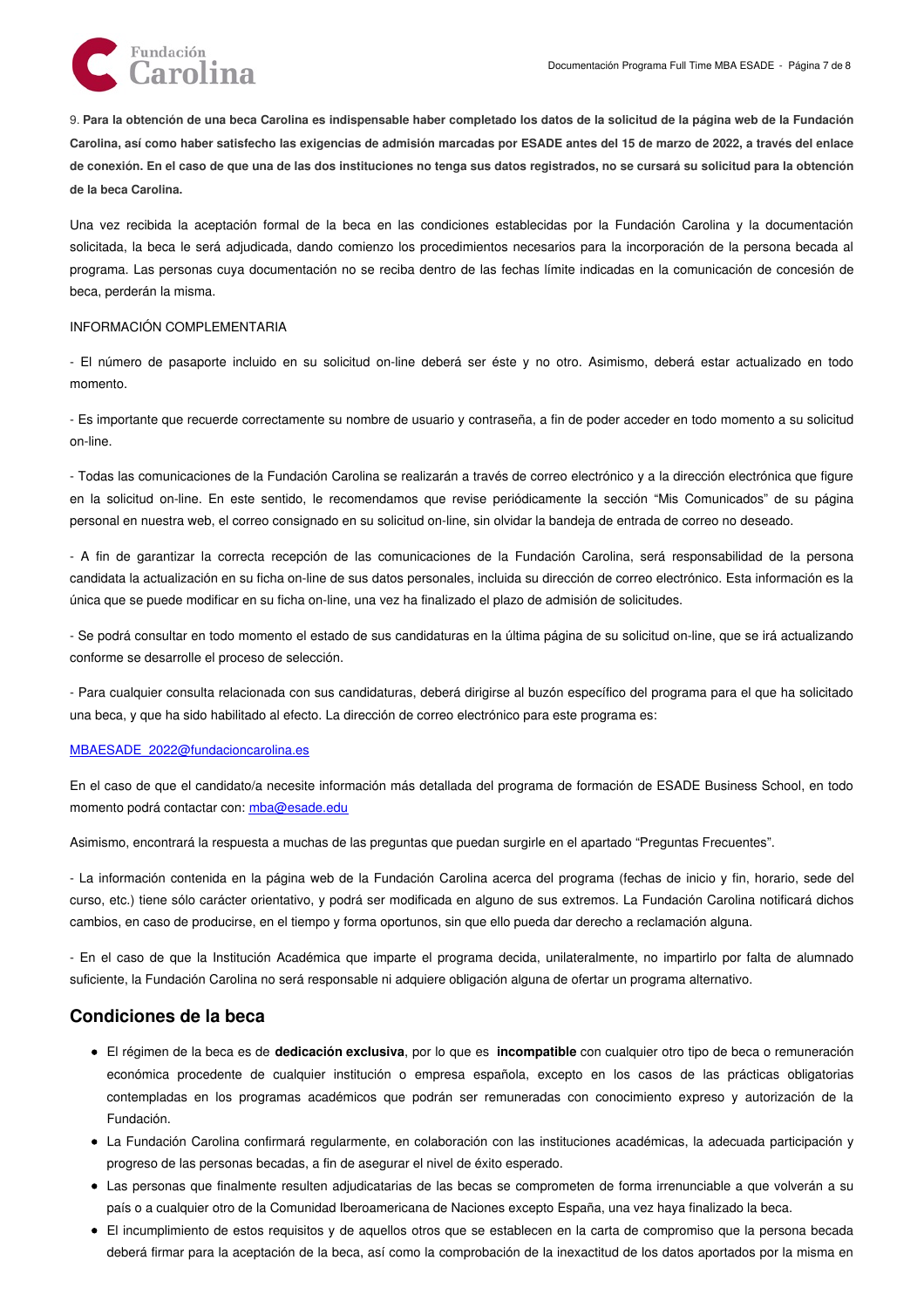9. **Para la obtención de una beca Carolina es indispensable haber completado los datos de la solicitud de la página web de la Fundación Carolina, así como haber satisfecho las exigencias de admisión marcadas por ESADE antes del 15 de marzo de 2022, a través del enlace de conexión. En el caso de que una de las dos instituciones no tenga sus datos registrados, no se cursará su solicitud para la obtención de la beca Carolina.**

Una vez recibida la aceptación formal de la beca en las condiciones establecidas por la Fundación Carolina y la documentación solicitada, la beca le será adjudicada, dando comienzo los procedimientos necesarios para la incorporación de la persona becada al programa. Las personas cuya documentación no se reciba dentro de las fechas límite indicadas en la comunicación de concesión de beca, perderán la misma.

INFORMACIÓN COMPLEMENTARIA

- El número de pasaporte incluido en su solicitud on-line deberá ser éste y no otro. Asimismo, deberá estar actualizado en todo momento.

- Es importante que recuerde correctamente su nombre de usuario y contraseña, a fin de poder acceder en todo momento a su solicitud on-line.

- Todas las comunicaciones de la Fundación Carolina se realizarán a través de correo electrónico y a la dirección electrónica que figure en la solicitud on-line. En este sentido, le recomendamos que revise periódicamente la sección "Mis Comunicados" de su página personal en nuestra web, el correo consignado en su solicitud on-line, sin olvidar la bandeja de entrada de correo no deseado.

- A fin de garantizar la correcta recepción de las comunicaciones de la Fundación Carolina, será responsabilidad de la persona candidata la actualización en su ficha on-line de sus datos personales, incluida su dirección de correo electrónico. Esta información es la única que se puede modificar en su ficha on-line, una vez ha finalizado el plazo de admisión de solicitudes.

- Se podrá consultar en todo momento el estado de sus candidaturas en la última página de su solicitud on-line, que se irá actualizando conforme se desarrolle el proceso de selección.

- Para cualquier consulta relacionada con sus candidaturas, deberá dirigirse al buzón específico del programa para el que ha solicitado una beca, y que ha sido habilitado al efecto. La dirección de correo electrónico para este programa es:

MBAESADE_2022@fundacioncarolina.es

En el caso de que el candidato/a necesite información más detallada del programa de formación de ESADE Business School, en todo momento podrá contactar con: mba@esade.edu

Asimismo, encontrará la respuesta a muchas de las preguntas que puedan surgirle en el apartado "Preguntas Frecuentes".

- La información contenida en la página web de la Fundación Carolina acerca del programa (fechas de inicio y fin, horario, sede del curso, etc.) tiene sólo carácter orientativo, y podrá ser modificada en alguno de sus extremos. La Fundación Carolina notificará dichos cambios, en caso de producirse, en el tiempo y forma oportunos, sin que ello pueda dar derecho a reclamación alguna.

- En el caso de que la Institución Académica que imparte el programa decida, unilateralmente, no impartirlo por falta de alumnado suficiente, la Fundación Carolina no será responsable ni adquiere obligación alguna de ofertar un programa alternativo.

## Condiciones de la beca

- El régimen de la beca es de **dedicación exclusiva**, por lo que es **incompatible** con cualquier otro tipo de beca o remuneración económica procedente de cualquier institución o empresa española, excepto en los casos de las prácticas obligatorias contempladas en los programas académicos que podrán ser remuneradas con conocimiento expreso y autorización de la Fundación.
- La Fundación Carolina confirmará regularmente, en colaboración con las instituciones académicas, la adecuada participación y progreso de las personas becadas, a fin de asegurar el nivel de éxito esperado.
- Las personas que finalmente resulten adjudicatarias de las becas se comprometen de forma irrenunciable a que volverán a su país o a cualquier otro de la Comunidad Iberoamericana de Naciones excepto España, una vez haya finalizado la beca.
- El incumplimiento de estos requisitos y de aquellos otros que se establecen en la carta de compromiso que la persona becada deberá firmar para la aceptación de la beca, así como la comprobación de la inexactitud de los datos aportados por la misma en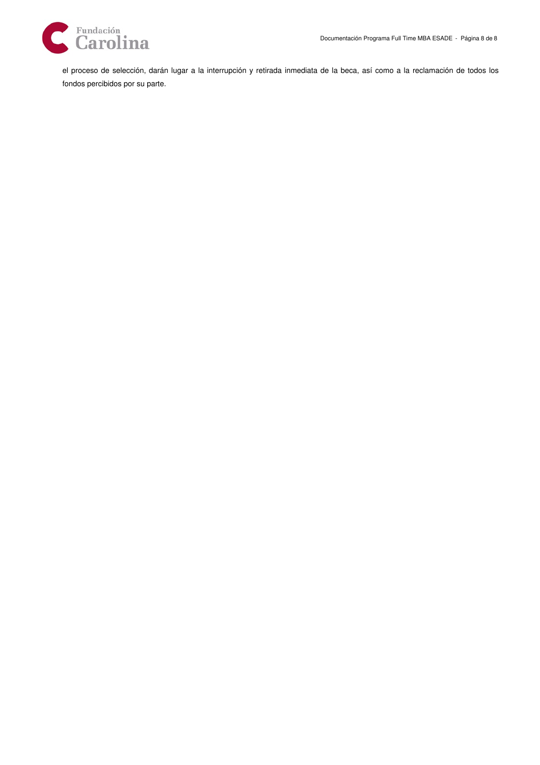el proceso de selección, darán lugar a la interrupción y retirada inmediata de la beca, así como a la reclamación de todos los fondos percibidos por su parte.